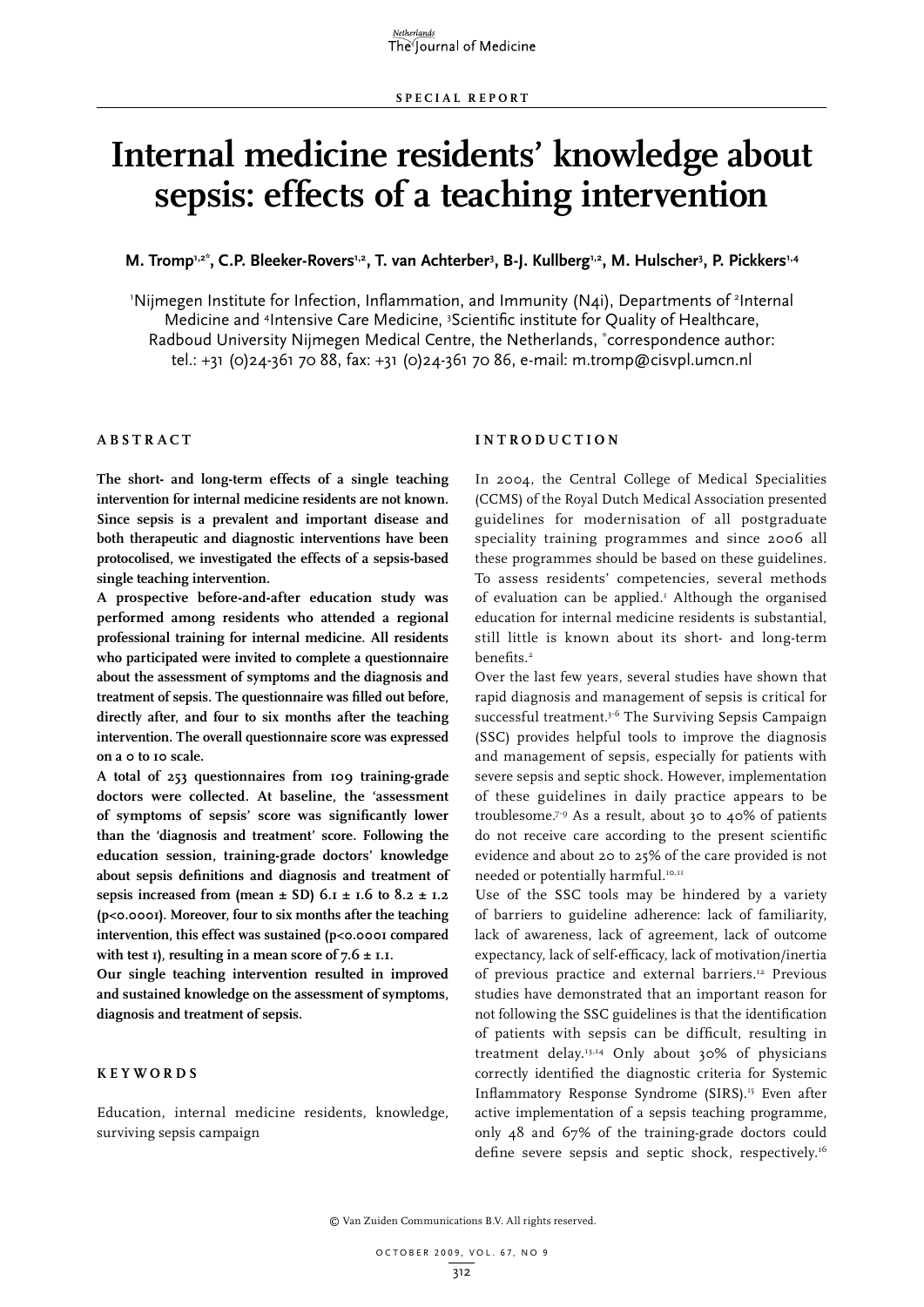SPECIAL REPORT

# Internal medicine residents' knowledge about sepsis: effects of a teaching intervention

**M. Tromp[1,2*], C.P. Bleeker-Rovers[1,2], T. van Achterber[3], B-J. Kullberg[1,2], M. Hulscher[3], P. Pickkers[1,4]**

[1]Nijmegen Institute for Infection, Inflammation, and Immunity (N4i), Departments of [2]Internal Medicine and [4]Intensive Care Medicine, [3]Scientific institute for Quality of Healthcare, Radboud University Nijmegen Medical Centre, the Netherlands, *correspondence author: tel.: +31 (0)24-361 70 88, fax: +31 (0)24-361 70 86, e-mail: m.tromp@cisvpl.umcn.nl

## ABSTRACT

**The short- and long-term effects of a single teaching intervention for internal medicine residents are not known. Since sepsis is a prevalent and important disease and both therapeutic and diagnostic interventions have been protocolised, we investigated the effects of a sepsis-based single teaching intervention.**

**A prospective before-and-after education study was performed among residents who attended a regional professional training for internal medicine. All residents who participated were invited to complete a questionnaire about the assessment of symptoms and the diagnosis and treatment of sepsis. The questionnaire was filled out before, directly after, and four to six months after the teaching intervention. The overall questionnaire score was expressed on a 0 to 10 scale.**

**A total of 253 questionnaires from 109 training-grade doctors were collected. At baseline, the 'assessment of symptoms of sepsis' score was significantly lower than the 'diagnosis and treatment' score. Following the education session, training-grade doctors' knowledge about sepsis definitions and diagnosis and treatment of sepsis increased from (mean ± SD) 6.1 ± 1.6 to 8.2 ± 1.2 (p<0.0001). Moreover, four to six months after the teaching intervention, this effect was sustained (p<0.0001 compared with test 1), resulting in a mean score of 7.6 ± 1.1.**

**Our single teaching intervention resulted in improved and sustained knowledge on the assessment of symptoms, diagnosis and treatment of sepsis.**

## KEYWORDS

Education, internal medicine residents, knowledge, surviving sepsis campaign

## INTRODUCTION

In 2004, the Central College of Medical Specialities (CCMS) of the Royal Dutch Medical Association presented guidelines for modernisation of all postgraduate speciality training programmes and since 2006 all these programmes should be based on these guidelines. To assess residents' competencies, several methods of evaluation can be applied.[1] Although the organised education for internal medicine residents is substantial, still little is known about its short- and long-term benefits.[2]

Over the last few years, several studies have shown that rapid diagnosis and management of sepsis is critical for successful treatment.[3-6] The Surviving Sepsis Campaign (SSC) provides helpful tools to improve the diagnosis and management of sepsis, especially for patients with severe sepsis and septic shock. However, implementation of these guidelines in daily practice appears to be troublesome.[7-9] As a result, about 30 to 40% of patients do not receive care according to the present scientific evidence and about 20 to 25% of the care provided is not needed or potentially harmful.[10,11]

Use of the SSC tools may be hindered by a variety of barriers to guideline adherence: lack of familiarity, lack of awareness, lack of agreement, lack of outcome expectancy, lack of self-efficacy, lack of motivation/inertia of previous practice and external barriers.[12] Previous studies have demonstrated that an important reason for not following the SSC guidelines is that the identification of patients with sepsis can be difficult, resulting in treatment delay.[13,14] Only about 30% of physicians correctly identified the diagnostic criteria for Systemic Inflammatory Response Syndrome (SIRS).[15] Even after active implementation of a sepsis teaching programme, only 48 and 67% of the training-grade doctors could define severe sepsis and septic shock, respectively.[16]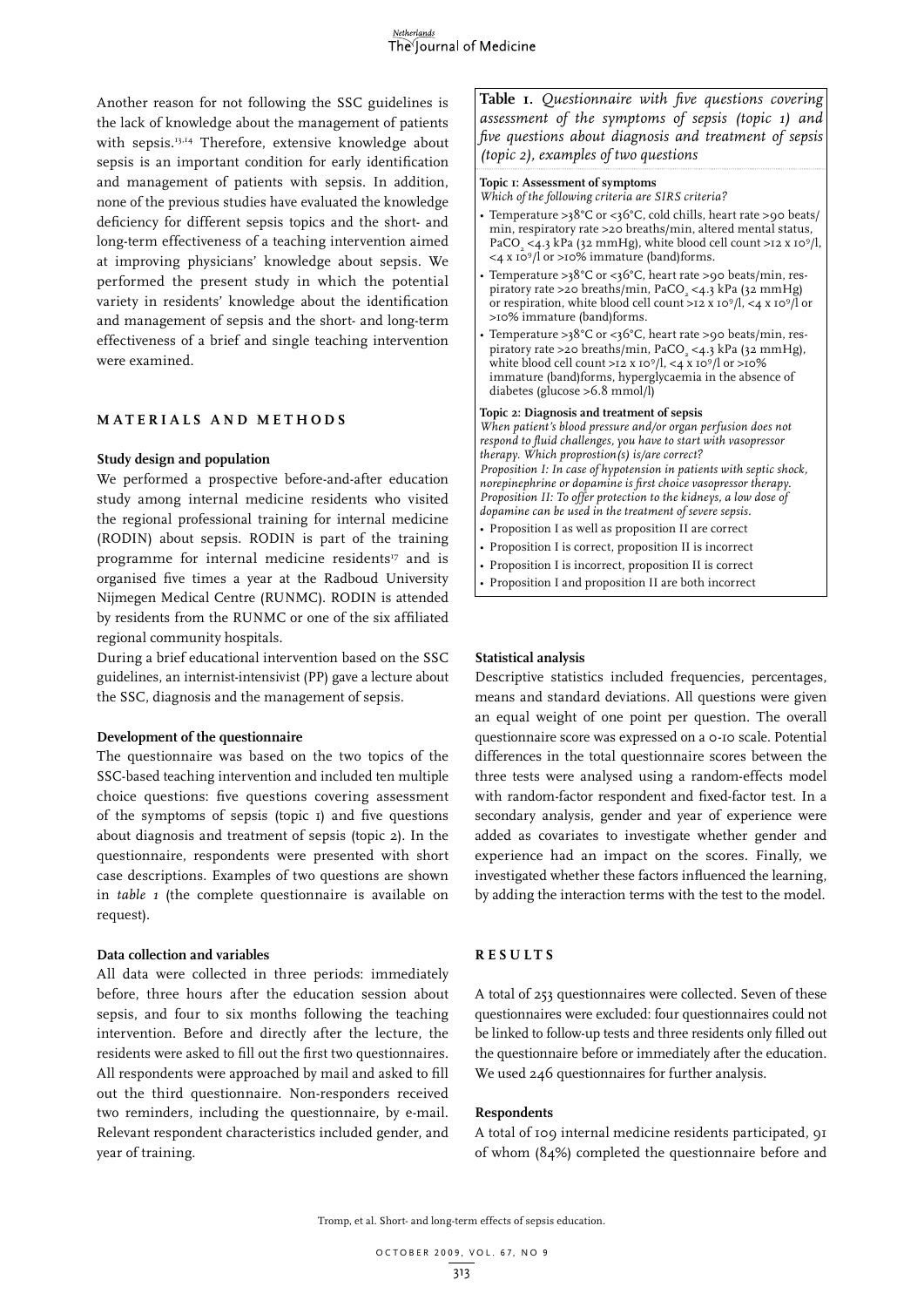Another reason for not following the SSC guidelines is the lack of knowledge about the management of patients with sepsis.[13,14] Therefore, extensive knowledge about sepsis is an important condition for early identification and management of patients with sepsis. In addition, none of the previous studies have evaluated the knowledge deficiency for different sepsis topics and the short- and long-term effectiveness of a teaching intervention aimed at improving physicians' knowledge about sepsis. We performed the present study in which the potential variety in residents' knowledge about the identification and management of sepsis and the short- and long-term effectiveness of a brief and single teaching intervention were examined.

## MATERIALS AND METHODS

### Study design and population

We performed a prospective before-and-after education study among internal medicine residents who visited the regional professional training for internal medicine (RODIN) about sepsis. RODIN is part of the training programme for internal medicine residents[17] and is organised five times a year at the Radboud University Nijmegen Medical Centre (RUNMC). RODIN is attended by residents from the RUNMC or one of the six affiliated regional community hospitals.

During a brief educational intervention based on the SSC guidelines, an internist-intensivist (PP) gave a lecture about the SSC, diagnosis and the management of sepsis.

### Development of the questionnaire

The questionnaire was based on the two topics of the SSC-based teaching intervention and included ten multiple choice questions: five questions covering assessment of the symptoms of sepsis (topic 1) and five questions about diagnosis and treatment of sepsis (topic 2). In the questionnaire, respondents were presented with short case descriptions. Examples of two questions are shown in *table 1* (the complete questionnaire is available on request).

### Data collection and variables

All data were collected in three periods: immediately before, three hours after the education session about sepsis, and four to six months following the teaching intervention. Before and directly after the lecture, the residents were asked to fill out the first two questionnaires. All respondents were approached by mail and asked to fill out the third questionnaire. Non-responders received two reminders, including the questionnaire, by e-mail. Relevant respondent characteristics included gender, and year of training.

**Table 1.** *Questionnaire with five questions covering assessment of the symptoms of sepsis (topic 1) and five questions about diagnosis and treatment of sepsis (topic 2), examples of two questions*

**Topic 1: Assessment of symptoms**

*Which of the following criteria are SIRS criteria?*

- Temperature >38°C or <36°C, cold chills, heart rate >90 beats/min, respiratory rate >20 breaths/min, altered mental status, $PaCO_2$ <4.3 kPa (32 mmHg), white blood cell count >12 x $10^9$/l, <4 x $10^9$/l or >10% immature (band)forms.
- Temperature >38°C or <36°C, heart rate >90 beats/min, respiratory rate >20 breaths/min, $PaCO_2$ <4.3 kPa (32 mmHg) or respiration, white blood cell count >12 x $10^9$/l, <4 x $10^9$/l or >10% immature (band)forms.
- Temperature >38°C or <36°C, heart rate >90 beats/min, respiratory rate >20 breaths/min, $PaCO_2$ <4.3 kPa (32 mmHg), white blood cell count >12 x $10^9$/l, <4 x $10^9$/l or >10% immature (band)forms, hyperglycaemia in the absence of diabetes (glucose >6.8 mmol/l)

**Topic 2: Diagnosis and treatment of sepsis**

*When patient's blood pressure and/or organ perfusion does not respond to fluid challenges, you have to start with vasopressor therapy. Which proprostion(s) is/are correct?*

*Proposition I: In case of hypotension in patients with septic shock, norepinephrine or dopamine is first choice vasopressor therapy.*

*Proposition II: To offer protection to the kidneys, a low dose of dopamine can be used in the treatment of severe sepsis.*

- Proposition I as well as proposition II are correct
- Proposition I is correct, proposition II is incorrect
- Proposition I is incorrect, proposition II is correct
- Proposition I and proposition II are both incorrect

### Statistical analysis

Descriptive statistics included frequencies, percentages, means and standard deviations. All questions were given an equal weight of one point per question. The overall questionnaire score was expressed on a 0-10 scale. Potential differences in the total questionnaire scores between the three tests were analysed using a random-effects model with random-factor respondent and fixed-factor test. In a secondary analysis, gender and year of experience were added as covariates to investigate whether gender and experience had an impact on the scores. Finally, we investigated whether these factors influenced the learning, by adding the interaction terms with the test to the model.

## RESULTS

A total of 253 questionnaires were collected. Seven of these questionnaires were excluded: four questionnaires could not be linked to follow-up tests and three residents only filled out the questionnaire before or immediately after the education. We used 246 questionnaires for further analysis.

### Respondents

A total of 109 internal medicine residents participated, 91 of whom (84%) completed the questionnaire before and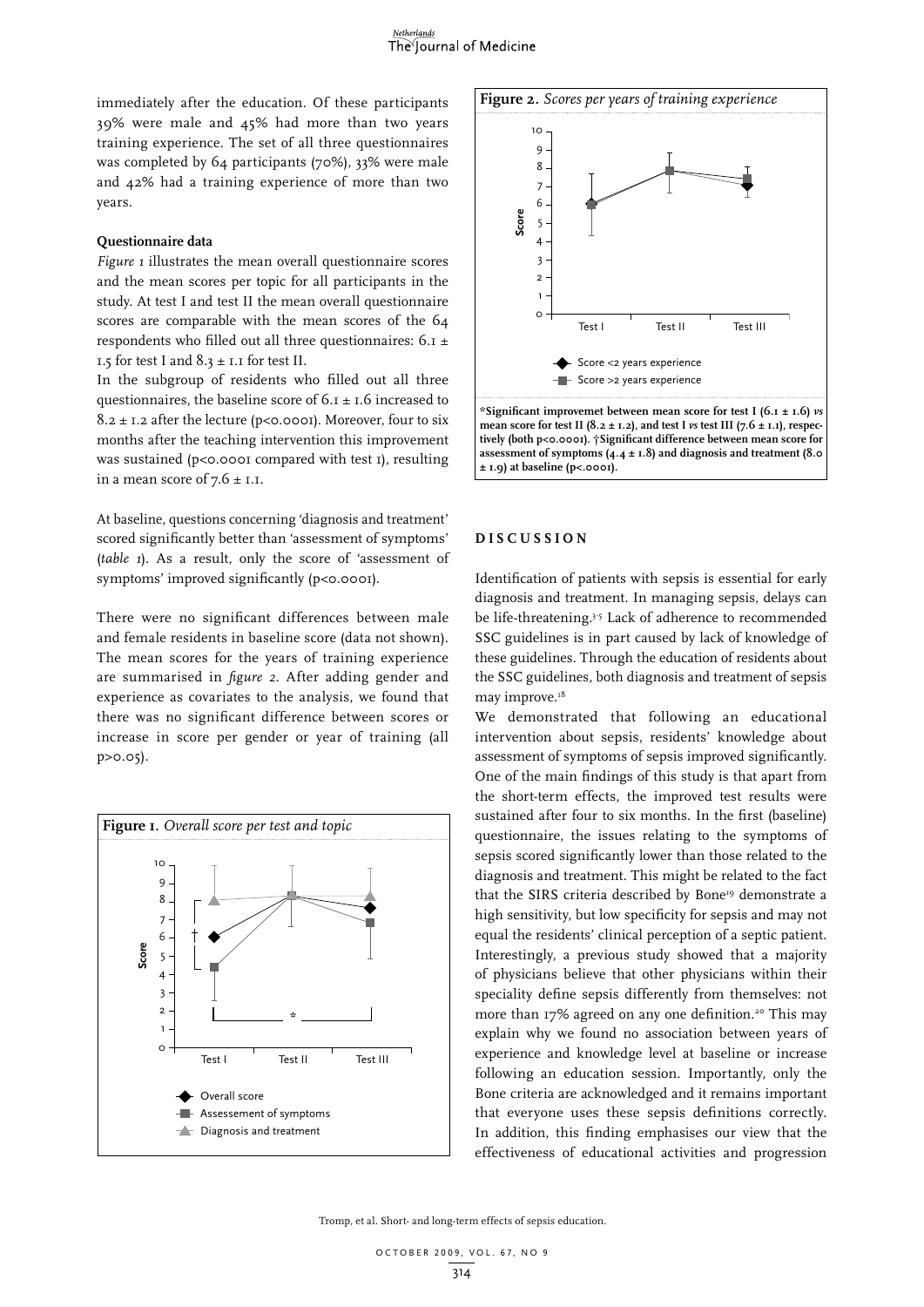immediately after the education. Of these participants 39% were male and 45% had more than two years training experience. The set of all three questionnaires was completed by 64 participants (70%), 33% were male and 42% had a training experience of more than two years.

### Questionnaire data

*Figure 1* illustrates the mean overall questionnaire scores and the mean scores per topic for all participants in the study. At test I and test II the mean overall questionnaire scores are comparable with the mean scores of the 64 respondents who filled out all three questionnaires: $6.1 \pm 1.5$ for test I and $8.3 \pm 1.1$ for test II.

In the subgroup of residents who filled out all three questionnaires, the baseline score of $6.1 \pm 1.6$ increased to $8.2 \pm 1.2$ after the lecture ($p<0.0001$). Moreover, four to six months after the teaching intervention this improvement was sustained ($p<0.0001$ compared with test 1), resulting in a mean score of $7.6 \pm 1.1$.

At baseline, questions concerning 'diagnosis and treatment' scored significantly better than 'assessment of symptoms' (*table 1*). As a result, only the score of 'assessment of symptoms' improved significantly ($p<0.0001$).

There were no significant differences between male and female residents in baseline score (data not shown). The mean scores for the years of training experience are summarised in *figure 2*. After adding gender and experience as covariates to the analysis, we found that there was no significant difference between scores or increase in score per gender or year of training (all $p>0.05$).

**Figure 1.** *Overall score per test and topic*

**Figure 2.** *Scores per years of training experience*

**\*Significant improvemet between mean score for test I ($6.1 \pm 1.6$) *vs* mean score for test II ($8.2 \pm 1.2$), and test I *vs* test III ($7.6 \pm 1.1$), respectively (both $p<0.0001$). †Significant difference between mean score for assessment of symptoms ($4.4 \pm 1.8$) and diagnosis and treatment ($8.0 \pm 1.9$) at baseline ($p<.0001$).**

## DISCUSSION

Identification of patients with sepsis is essential for early diagnosis and treatment. In managing sepsis, delays can be life-threatening.[3-5] Lack of adherence to recommended SSC guidelines is in part caused by lack of knowledge of these guidelines. Through the education of residents about the SSC guidelines, both diagnosis and treatment of sepsis may improve.[18]

We demonstrated that following an educational intervention about sepsis, residents' knowledge about assessment of symptoms of sepsis improved significantly. One of the main findings of this study is that apart from the short-term effects, the improved test results were sustained after four to six months. In the first (baseline) questionnaire, the issues relating to the symptoms of sepsis scored significantly lower than those related to the diagnosis and treatment. This might be related to the fact that the SIRS criteria described by Bone[19] demonstrate a high sensitivity, but low specificity for sepsis and may not equal the residents' clinical perception of a septic patient. Interestingly, a previous study showed that a majority of physicians believe that other physicians within their speciality define sepsis differently from themselves: not more than 17% agreed on any one definition.[20] This may explain why we found no association between years of experience and knowledge level at baseline or increase following an education session. Importantly, only the Bone criteria are acknowledged and it remains important that everyone uses these sepsis definitions correctly. In addition, this finding emphasises our view that the effectiveness of educational activities and progression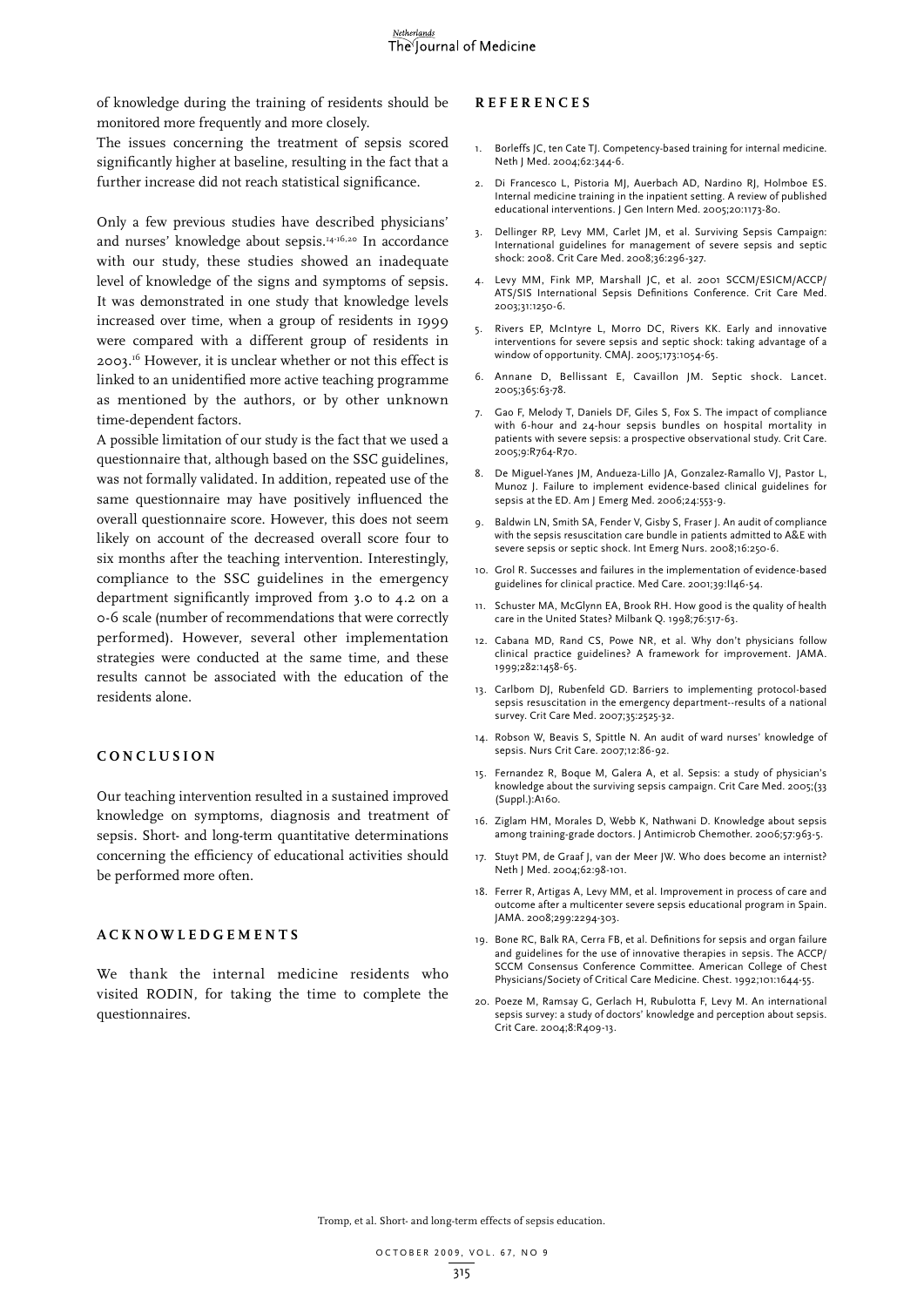of knowledge during the training of residents should be monitored more frequently and more closely.

The issues concerning the treatment of sepsis scored significantly higher at baseline, resulting in the fact that a further increase did not reach statistical significance.

Only a few previous studies have described physicians' and nurses' knowledge about sepsis.[14-16,20] In accordance with our study, these studies showed an inadequate level of knowledge of the signs and symptoms of sepsis. It was demonstrated in one study that knowledge levels increased over time, when a group of residents in 1999 were compared with a different group of residents in 2003.[16] However, it is unclear whether or not this effect is linked to an unidentified more active teaching programme as mentioned by the authors, or by other unknown time-dependent factors.

A possible limitation of our study is the fact that we used a questionnaire that, although based on the SSC guidelines, was not formally validated. In addition, repeated use of the same questionnaire may have positively influenced the overall questionnaire score. However, this does not seem likely on account of the decreased overall score four to six months after the teaching intervention. Interestingly, compliance to the SSC guidelines in the emergency department significantly improved from 3.0 to 4.2 on a 0-6 scale (number of recommendations that were correctly performed). However, several other implementation strategies were conducted at the same time, and these results cannot be associated with the education of the residents alone.

## CONCLUSION

Our teaching intervention resulted in a sustained improved knowledge on symptoms, diagnosis and treatment of sepsis. Short- and long-term quantitative determinations concerning the efficiency of educational activities should be performed more often.

## ACKNOWLEDGEMENTS

We thank the internal medicine residents who visited RODIN, for taking the time to complete the questionnaires.

## REFERENCES

1. Borleffs JC, ten Cate TJ. Competency-based training for internal medicine. Neth J Med. 2004;62:344-6.
2. Di Francesco L, Pistoria MJ, Auerbach AD, Nardino RJ, Holmboe ES. Internal medicine training in the inpatient setting. A review of published educational interventions. J Gen Intern Med. 2005;20:1173-80.
3. Dellinger RP, Levy MM, Carlet JM, et al. Surviving Sepsis Campaign: International guidelines for management of severe sepsis and septic shock: 2008. Crit Care Med. 2008;36:296-327.
4. Levy MM, Fink MP, Marshall JC, et al. 2001 SCCM/ESICM/ACCP/ATS/SIS International Sepsis Definitions Conference. Crit Care Med. 2003;31:1250-6.
5. Rivers EP, McIntyre L, Morro DC, Rivers KK. Early and innovative interventions for severe sepsis and septic shock: taking advantage of a window of opportunity. CMAJ. 2005;173:1054-65.
6. Annane D, Bellissant E, Cavaillon JM. Septic shock. Lancet. 2005;365:63-78.
7. Gao F, Melody T, Daniels DF, Giles S, Fox S. The impact of compliance with 6-hour and 24-hour sepsis bundles on hospital mortality in patients with severe sepsis: a prospective observational study. Crit Care. 2005;9:R764-R70.
8. De Miguel-Yanes JM, Andueza-Lillo JA, Gonzalez-Ramallo VJ, Pastor L, Munoz J. Failure to implement evidence-based clinical guidelines for sepsis at the ED. Am J Emerg Med. 2006;24:553-9.
9. Baldwin LN, Smith SA, Fender V, Gisby S, Fraser J. An audit of compliance with the sepsis resuscitation care bundle in patients admitted to A&E with severe sepsis or septic shock. Int Emerg Nurs. 2008;16:250-6.
10. Grol R. Successes and failures in the implementation of evidence-based guidelines for clinical practice. Med Care. 2001;39:II46-54.
11. Schuster MA, McGlynn EA, Brook RH. How good is the quality of health care in the United States? Milbank Q. 1998;76:517-63.
12. Cabana MD, Rand CS, Powe NR, et al. Why don't physicians follow clinical practice guidelines? A framework for improvement. JAMA. 1999;282:1458-65.
13. Carlbom DJ, Rubenfeld GD. Barriers to implementing protocol-based sepsis resuscitation in the emergency department--results of a national survey. Crit Care Med. 2007;35:2525-32.
14. Robson W, Beavis S, Spittle N. An audit of ward nurses' knowledge of sepsis. Nurs Crit Care. 2007;12:86-92.
15. Fernandez R, Boque M, Galera A, et al. Sepsis: a study of physician's knowledge about the surviving sepsis campaign. Crit Care Med. 2005;(33 (Suppl.):A160.
16. Ziglam HM, Morales D, Webb K, Nathwani D. Knowledge about sepsis among training-grade doctors. J Antimicrob Chemother. 2006;57:963-5.
17. Stuyt PM, de Graaf J, van der Meer JW. Who does become an internist? Neth J Med. 2004;62:98-101.
18. Ferrer R, Artigas A, Levy MM, et al. Improvement in process of care and outcome after a multicenter severe sepsis educational program in Spain. JAMA. 2008;299:2294-303.
19. Bone RC, Balk RA, Cerra FB, et al. Definitions for sepsis and organ failure and guidelines for the use of innovative therapies in sepsis. The ACCP/SCCM Consensus Conference Committee. American College of Chest Physicians/Society of Critical Care Medicine. Chest. 1992;101:1644-55.
20. Poeze M, Ramsay G, Gerlach H, Rubulotta F, Levy M. An international sepsis survey: a study of doctors' knowledge and perception about sepsis. Crit Care. 2004;8:R409-13.